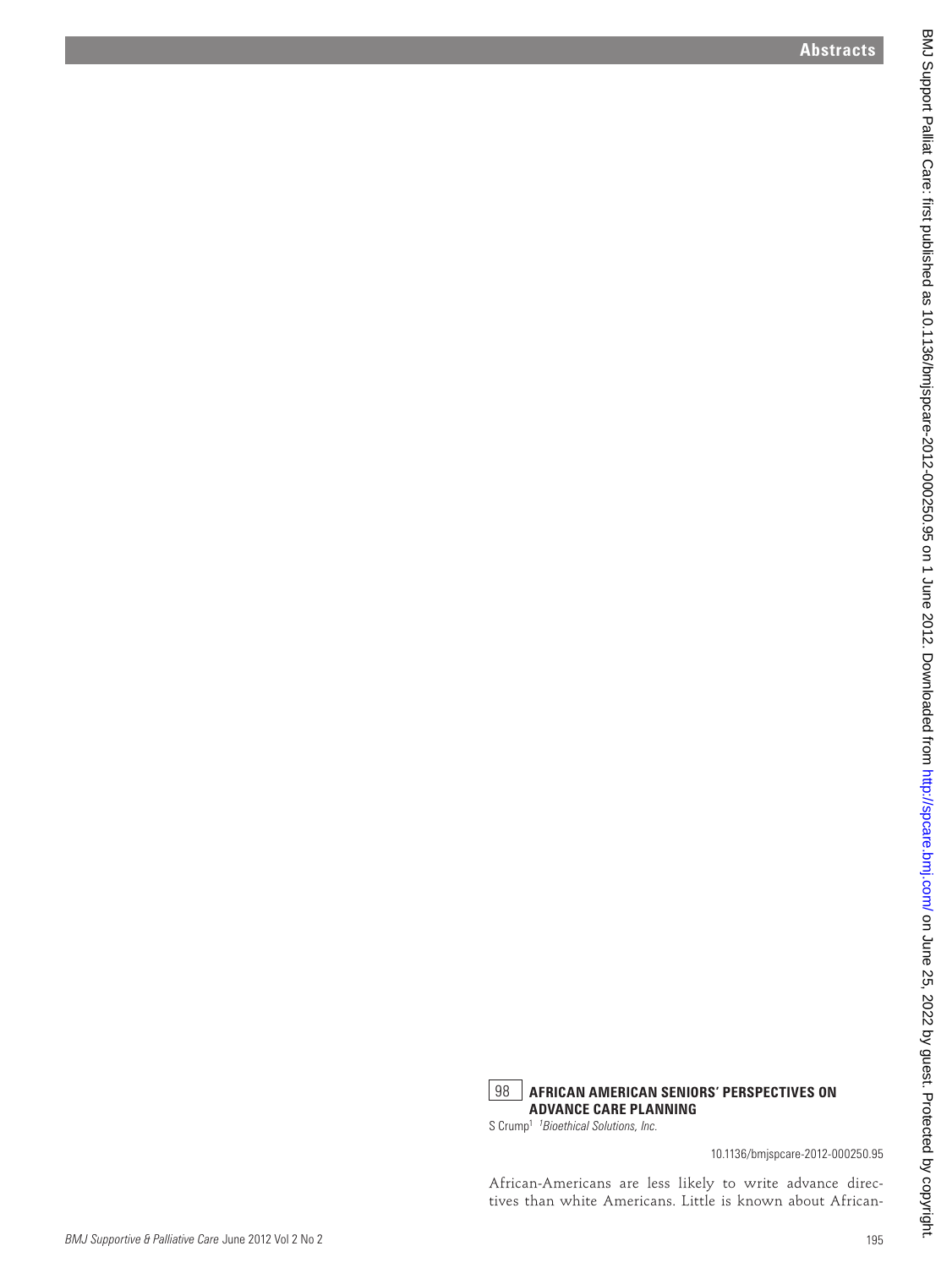## 98 AFRICAN AMERICAN SENIORS' PERSPECTIVES ON ADVANCE CARE PLANNING

S Crump[1] [1]*Bioethical Solutions, Inc.*

10.1136/bmjspcare-2012-000250.95

African-Americans are less likely to write advance directives than white Americans. Little is known about African-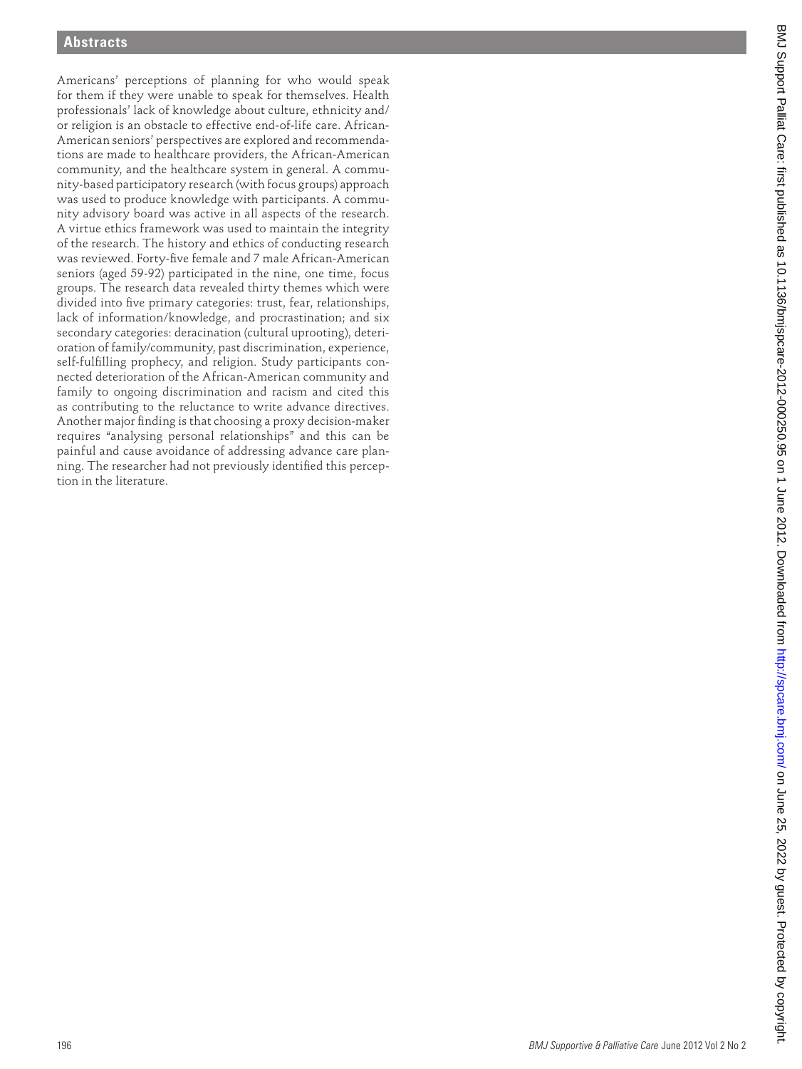Americans' perceptions of planning for who would speak for them if they were unable to speak for themselves. Health professionals' lack of knowledge about culture, ethnicity and/or religion is an obstacle to effective end-of-life care. African-American seniors' perspectives are explored and recommendations are made to healthcare providers, the African-American community, and the healthcare system in general. A community-based participatory research (with focus groups) approach was used to produce knowledge with participants. A community advisory board was active in all aspects of the research. A virtue ethics framework was used to maintain the integrity of the research. The history and ethics of conducting research was reviewed. Forty-five female and 7 male African-American seniors (aged 59-92) participated in the nine, one time, focus groups. The research data revealed thirty themes which were divided into five primary categories: trust, fear, relationships, lack of information/knowledge, and procrastination; and six secondary categories: deracination (cultural uprooting), deterioration of family/community, past discrimination, experience, self-fulfilling prophecy, and religion. Study participants connected deterioration of the African-American community and family to ongoing discrimination and racism and cited this as contributing to the reluctance to write advance directives. Another major finding is that choosing a proxy decision-maker requires "analysing personal relationships" and this can be painful and cause avoidance of addressing advance care planning. The researcher had not previously identified this perception in the literature.